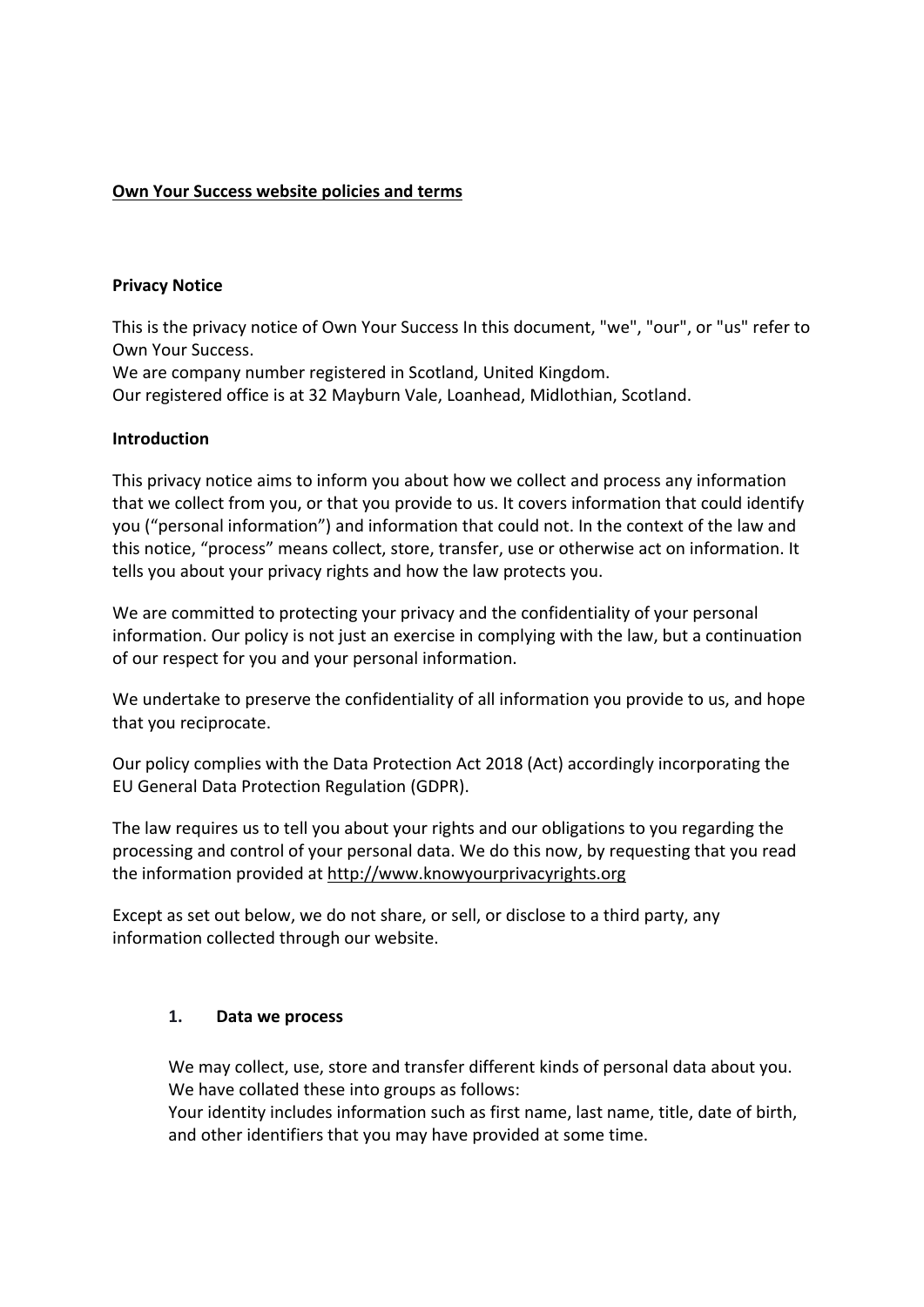**Own Your Success website policies and terms**

**Privacy Notice**

This is the privacy notice of Own Your Success In this document, "we", "our", or "us" refer to Own Your Success.
We are company number registered in Scotland, United Kingdom.
Our registered office is at 32 Mayburn Vale, Loanhead, Midlothian, Scotland.

**Introduction**

This privacy notice aims to inform you about how we collect and process any information that we collect from you, or that you provide to us. It covers information that could identify you ("personal information") and information that could not. In the context of the law and this notice, "process" means collect, store, transfer, use or otherwise act on information. It tells you about your privacy rights and how the law protects you.

We are committed to protecting your privacy and the confidentiality of your personal information. Our policy is not just an exercise in complying with the law, but a continuation of our respect for you and your personal information.

We undertake to preserve the confidentiality of all information you provide to us, and hope that you reciprocate.

Our policy complies with the Data Protection Act 2018 (Act) accordingly incorporating the EU General Data Protection Regulation (GDPR).

The law requires us to tell you about your rights and our obligations to you regarding the processing and control of your personal data. We do this now, by requesting that you read the information provided at http://www.knowyourprivacyrights.org

Except as set out below, we do not share, or sell, or disclose to a third party, any information collected through our website.

**1. Data we process**

We may collect, use, store and transfer different kinds of personal data about you. We have collated these into groups as follows:
Your identity includes information such as first name, last name, title, date of birth, and other identifiers that you may have provided at some time.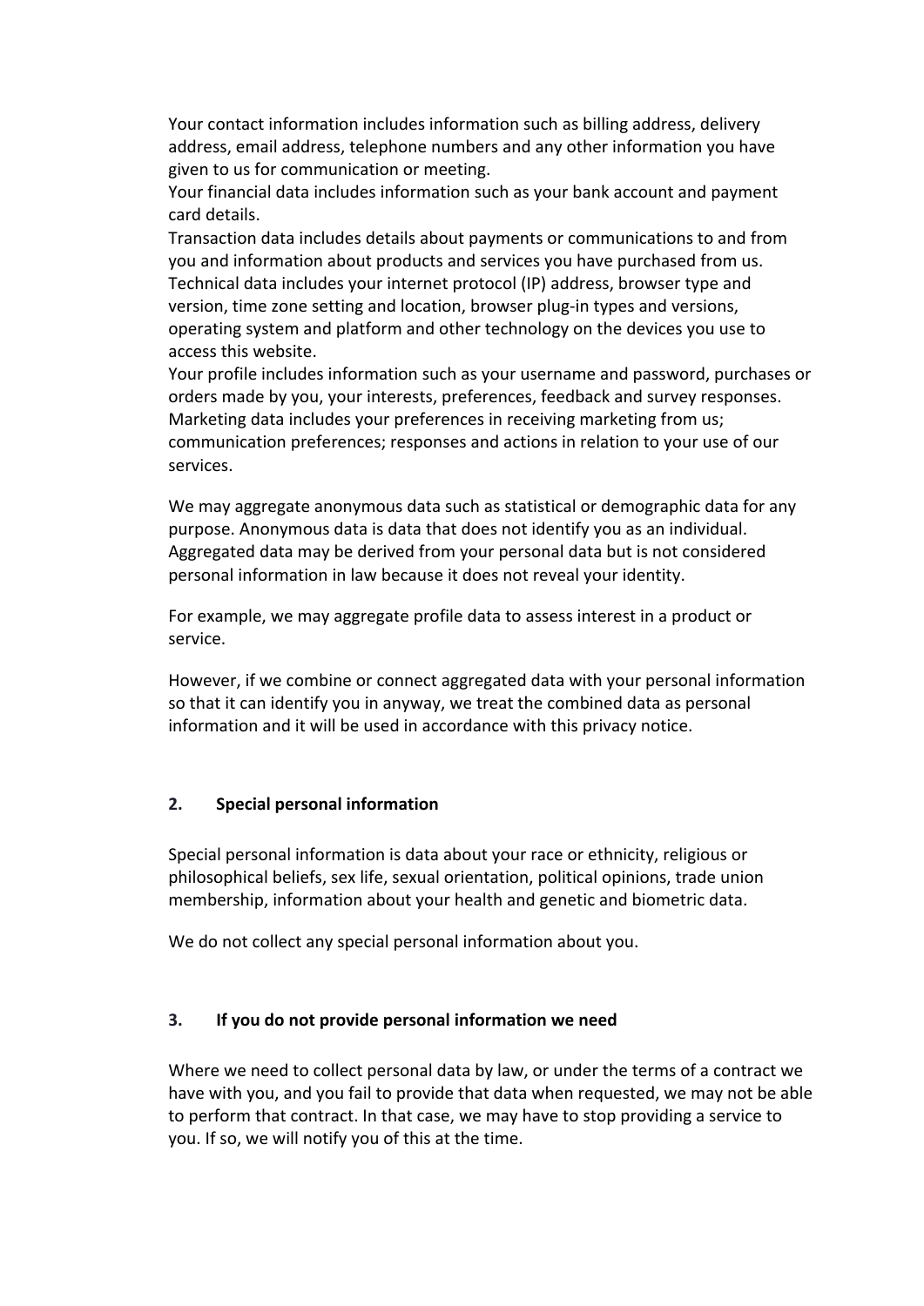Your contact information includes information such as billing address, delivery address, email address, telephone numbers and any other information you have given to us for communication or meeting.
Your financial data includes information such as your bank account and payment card details.
Transaction data includes details about payments or communications to and from you and information about products and services you have purchased from us.
Technical data includes your internet protocol (IP) address, browser type and version, time zone setting and location, browser plug-in types and versions, operating system and platform and other technology on the devices you use to access this website.
Your profile includes information such as your username and password, purchases or orders made by you, your interests, preferences, feedback and survey responses.
Marketing data includes your preferences in receiving marketing from us; communication preferences; responses and actions in relation to your use of our services.

We may aggregate anonymous data such as statistical or demographic data for any purpose. Anonymous data is data that does not identify you as an individual. Aggregated data may be derived from your personal data but is not considered personal information in law because it does not reveal your identity.

For example, we may aggregate profile data to assess interest in a product or service.

However, if we combine or connect aggregated data with your personal information so that it can identify you in anyway, we treat the combined data as personal information and it will be used in accordance with this privacy notice.

## 2. Special personal information

Special personal information is data about your race or ethnicity, religious or philosophical beliefs, sex life, sexual orientation, political opinions, trade union membership, information about your health and genetic and biometric data.

We do not collect any special personal information about you.

## 3. If you do not provide personal information we need

Where we need to collect personal data by law, or under the terms of a contract we have with you, and you fail to provide that data when requested, we may not be able to perform that contract. In that case, we may have to stop providing a service to you. If so, we will notify you of this at the time.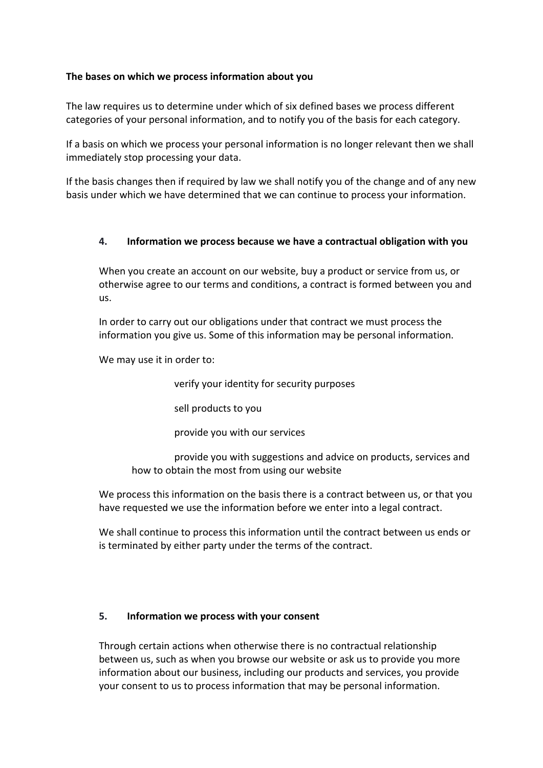**The bases on which we process information about you**

The law requires us to determine under which of six defined bases we process different categories of your personal information, and to notify you of the basis for each category.

If a basis on which we process your personal information is no longer relevant then we shall immediately stop processing your data.

If the basis changes then if required by law we shall notify you of the change and of any new basis under which we have determined that we can continue to process your information.

## 4. Information we process because we have a contractual obligation with you

When you create an account on our website, buy a product or service from us, or otherwise agree to our terms and conditions, a contract is formed between you and us.

In order to carry out our obligations under that contract we must process the information you give us. Some of this information may be personal information.

We may use it in order to:

- verify your identity for security purposes
- sell products to you
- provide you with our services
- provide you with suggestions and advice on products, services and how to obtain the most from using our website

We process this information on the basis there is a contract between us, or that you have requested we use the information before we enter into a legal contract.

We shall continue to process this information until the contract between us ends or is terminated by either party under the terms of the contract.

## 5. Information we process with your consent

Through certain actions when otherwise there is no contractual relationship between us, such as when you browse our website or ask us to provide you more information about our business, including our products and services, you provide your consent to us to process information that may be personal information.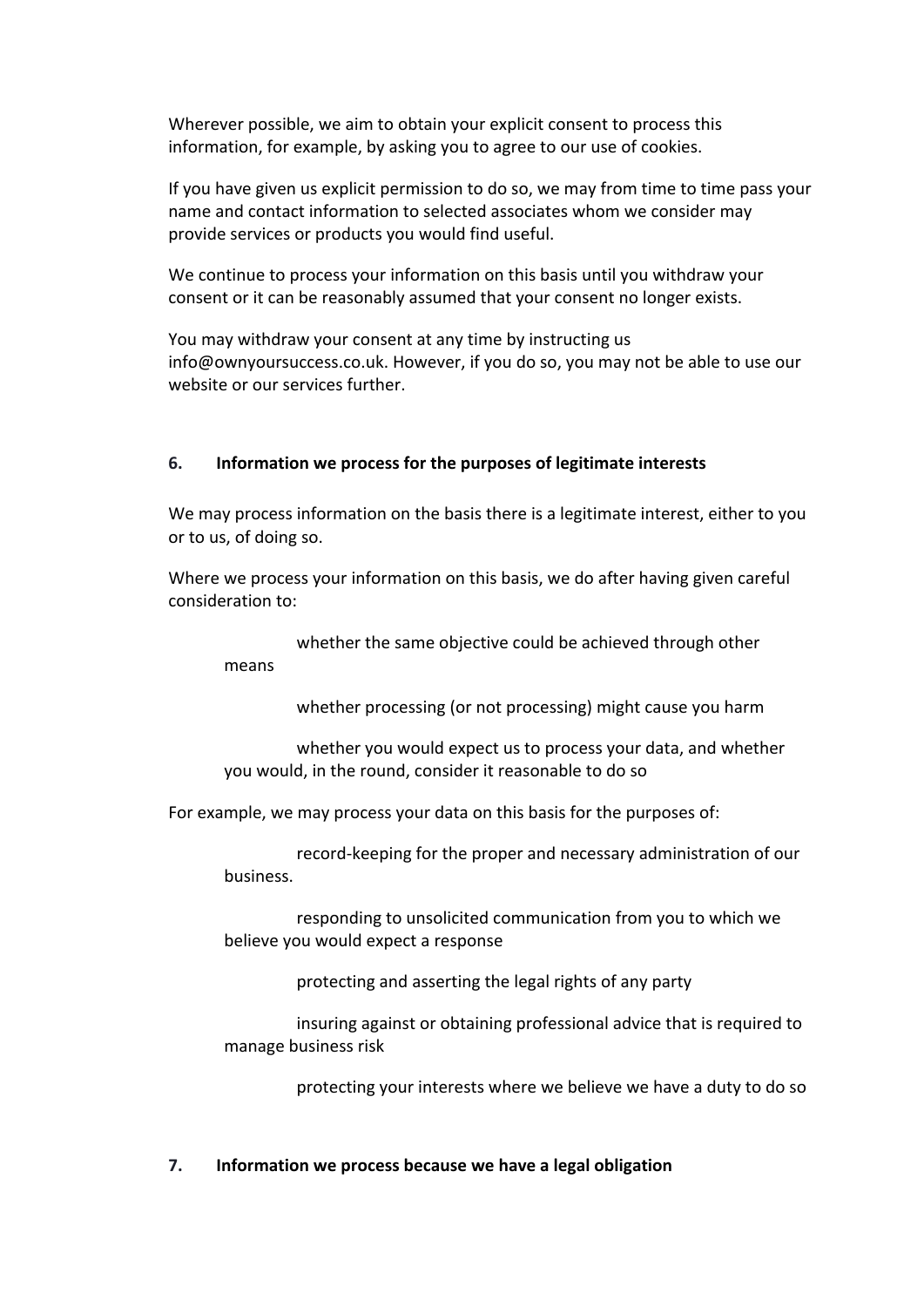Wherever possible, we aim to obtain your explicit consent to process this information, for example, by asking you to agree to our use of cookies.

If you have given us explicit permission to do so, we may from time to time pass your name and contact information to selected associates whom we consider may provide services or products you would find useful.

We continue to process your information on this basis until you withdraw your consent or it can be reasonably assumed that your consent no longer exists.

You may withdraw your consent at any time by instructing us info@ownyoursuccess.co.uk. However, if you do so, you may not be able to use our website or our services further.

## 6. Information we process for the purposes of legitimate interests

We may process information on the basis there is a legitimate interest, either to you or to us, of doing so.

Where we process your information on this basis, we do after having given careful consideration to:

- whether the same objective could be achieved through other means
- whether processing (or not processing) might cause you harm
- whether you would expect us to process your data, and whether you would, in the round, consider it reasonable to do so

For example, we may process your data on this basis for the purposes of:

- record-keeping for the proper and necessary administration of our business.
- responding to unsolicited communication from you to which we believe you would expect a response
- protecting and asserting the legal rights of any party
- insuring against or obtaining professional advice that is required to manage business risk
- protecting your interests where we believe we have a duty to do so

## 7. Information we process because we have a legal obligation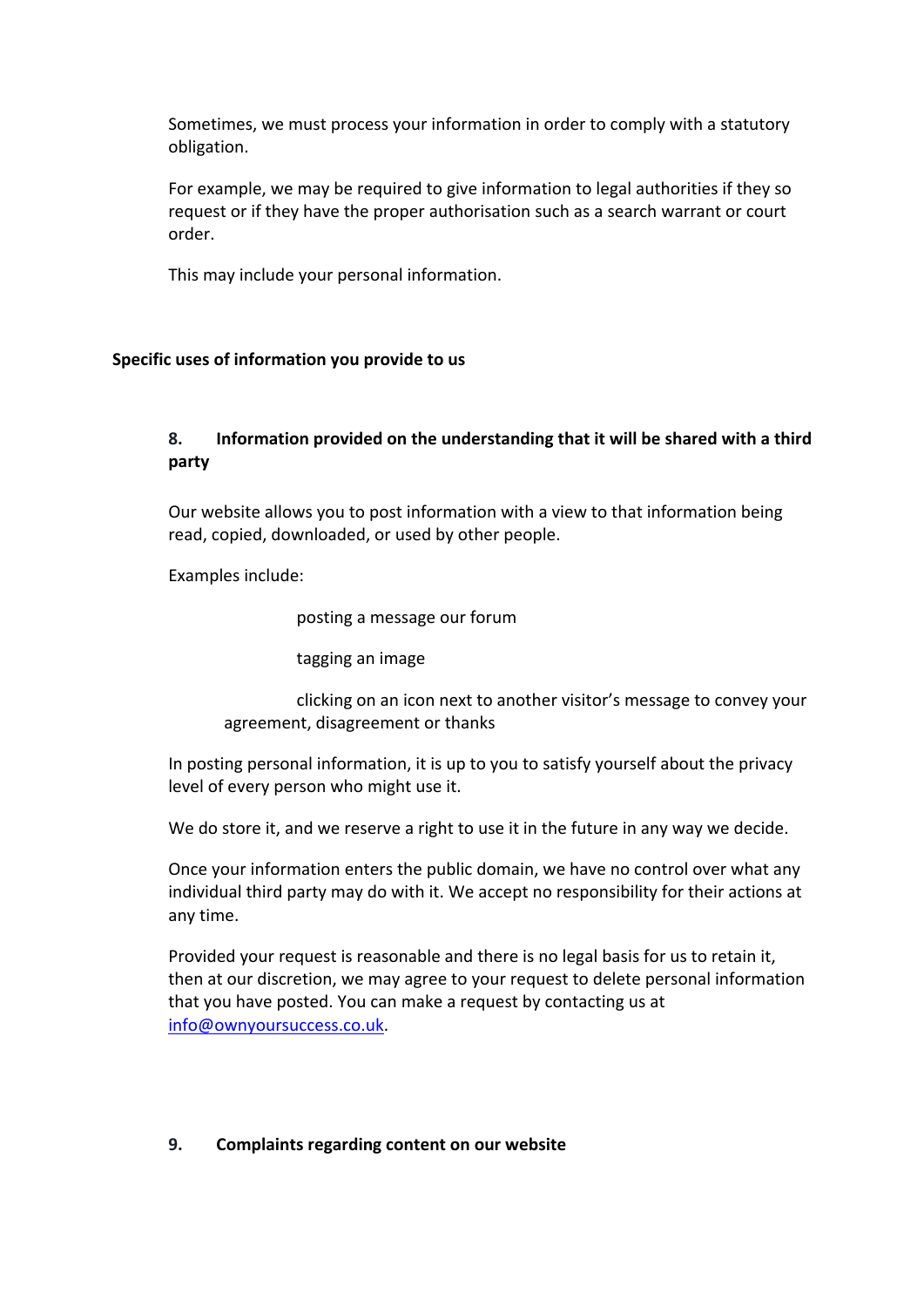Sometimes, we must process your information in order to comply with a statutory obligation.

For example, we may be required to give information to legal authorities if they so request or if they have the proper authorisation such as a search warrant or court order.

This may include your personal information.

**Specific uses of information you provide to us**

### 8. Information provided on the understanding that it will be shared with a third party

Our website allows you to post information with a view to that information being read, copied, downloaded, or used by other people.

Examples include:

- posting a message our forum
- tagging an image
- clicking on an icon next to another visitor's message to convey your agreement, disagreement or thanks

In posting personal information, it is up to you to satisfy yourself about the privacy level of every person who might use it.

We do store it, and we reserve a right to use it in the future in any way we decide.

Once your information enters the public domain, we have no control over what any individual third party may do with it. We accept no responsibility for their actions at any time.

Provided your request is reasonable and there is no legal basis for us to retain it, then at our discretion, we may agree to your request to delete personal information that you have posted. You can make a request by contacting us at info@ownyoursuccess.co.uk.

### 9. Complaints regarding content on our website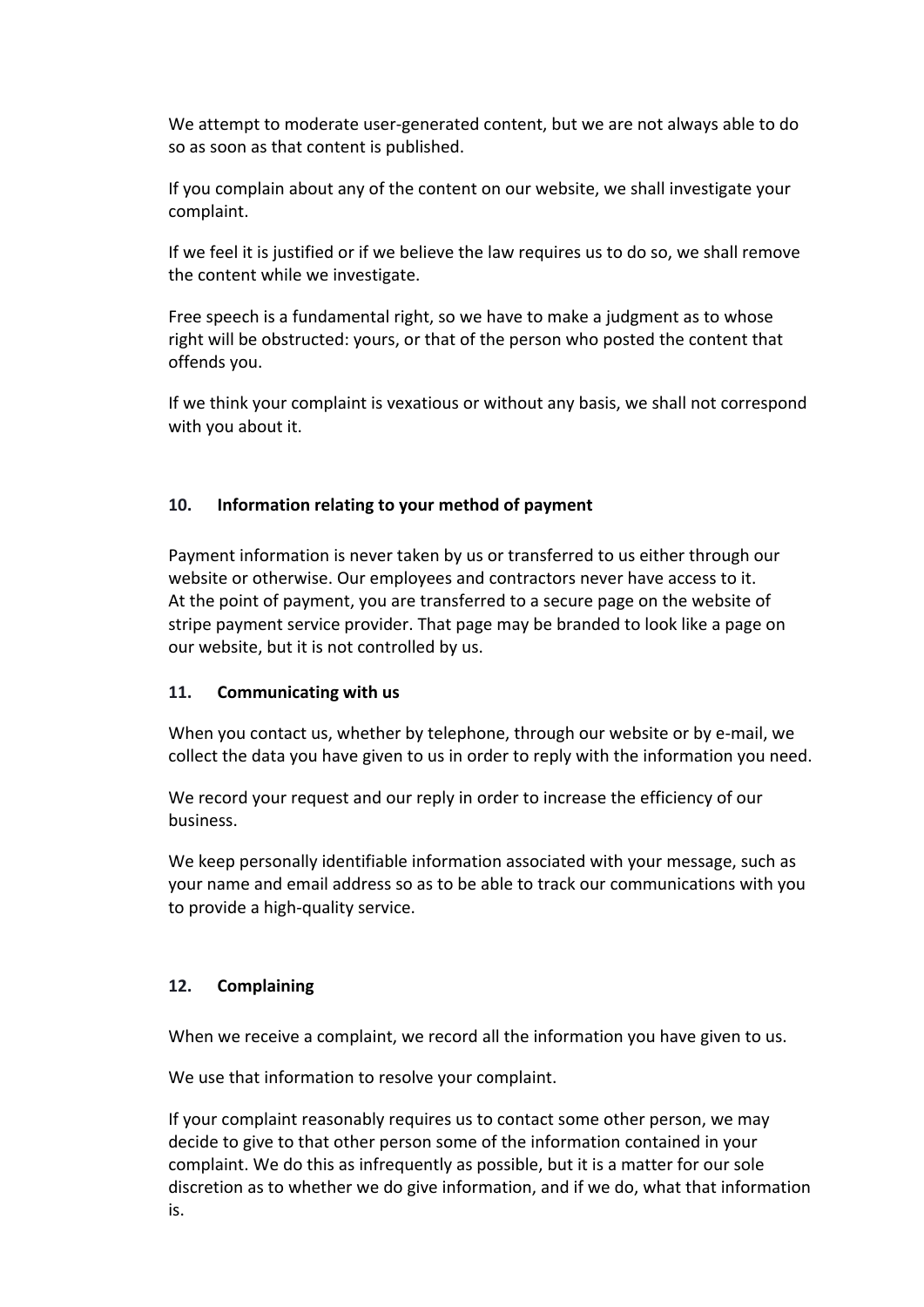We attempt to moderate user-generated content, but we are not always able to do so as soon as that content is published.

If you complain about any of the content on our website, we shall investigate your complaint.

If we feel it is justified or if we believe the law requires us to do so, we shall remove the content while we investigate.

Free speech is a fundamental right, so we have to make a judgment as to whose right will be obstructed: yours, or that of the person who posted the content that offends you.

If we think your complaint is vexatious or without any basis, we shall not correspond with you about it.

## 10. Information relating to your method of payment

Payment information is never taken by us or transferred to us either through our website or otherwise. Our employees and contractors never have access to it. At the point of payment, you are transferred to a secure page on the website of stripe payment service provider. That page may be branded to look like a page on our website, but it is not controlled by us.

## 11. Communicating with us

When you contact us, whether by telephone, through our website or by e-mail, we collect the data you have given to us in order to reply with the information you need.

We record your request and our reply in order to increase the efficiency of our business.

We keep personally identifiable information associated with your message, such as your name and email address so as to be able to track our communications with you to provide a high-quality service.

## 12. Complaining

When we receive a complaint, we record all the information you have given to us.

We use that information to resolve your complaint.

If your complaint reasonably requires us to contact some other person, we may decide to give to that other person some of the information contained in your complaint. We do this as infrequently as possible, but it is a matter for our sole discretion as to whether we do give information, and if we do, what that information is.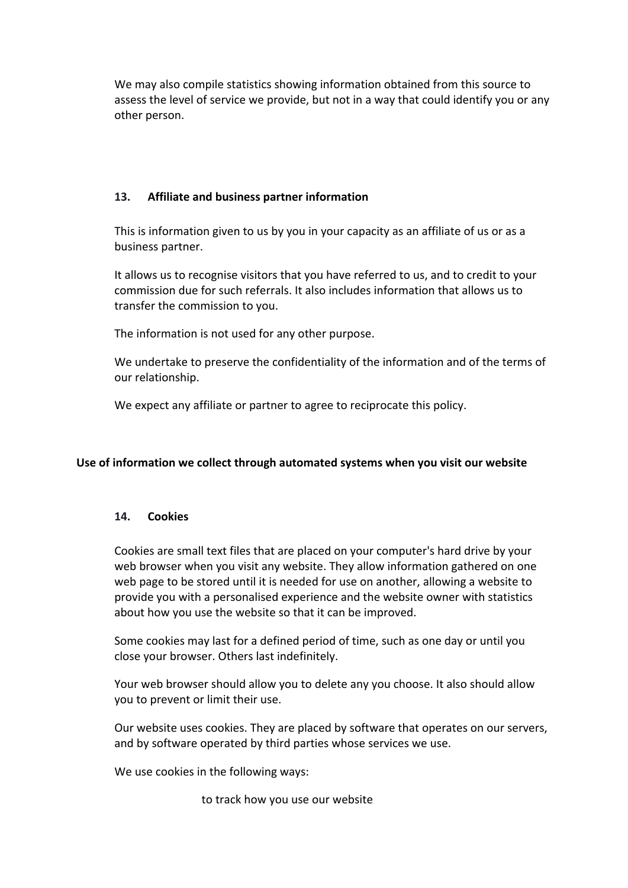We may also compile statistics showing information obtained from this source to assess the level of service we provide, but not in a way that could identify you or any other person.

### 13. Affiliate and business partner information

This is information given to us by you in your capacity as an affiliate of us or as a business partner.

It allows us to recognise visitors that you have referred to us, and to credit to your commission due for such referrals. It also includes information that allows us to transfer the commission to you.

The information is not used for any other purpose.

We undertake to preserve the confidentiality of the information and of the terms of our relationship.

We expect any affiliate or partner to agree to reciprocate this policy.

## Use of information we collect through automated systems when you visit our website

### 14. Cookies

Cookies are small text files that are placed on your computer's hard drive by your web browser when you visit any website. They allow information gathered on one web page to be stored until it is needed for use on another, allowing a website to provide you with a personalised experience and the website owner with statistics about how you use the website so that it can be improved.

Some cookies may last for a defined period of time, such as one day or until you close your browser. Others last indefinitely.

Your web browser should allow you to delete any you choose. It also should allow you to prevent or limit their use.

Our website uses cookies. They are placed by software that operates on our servers, and by software operated by third parties whose services we use.

We use cookies in the following ways:

- to track how you use our website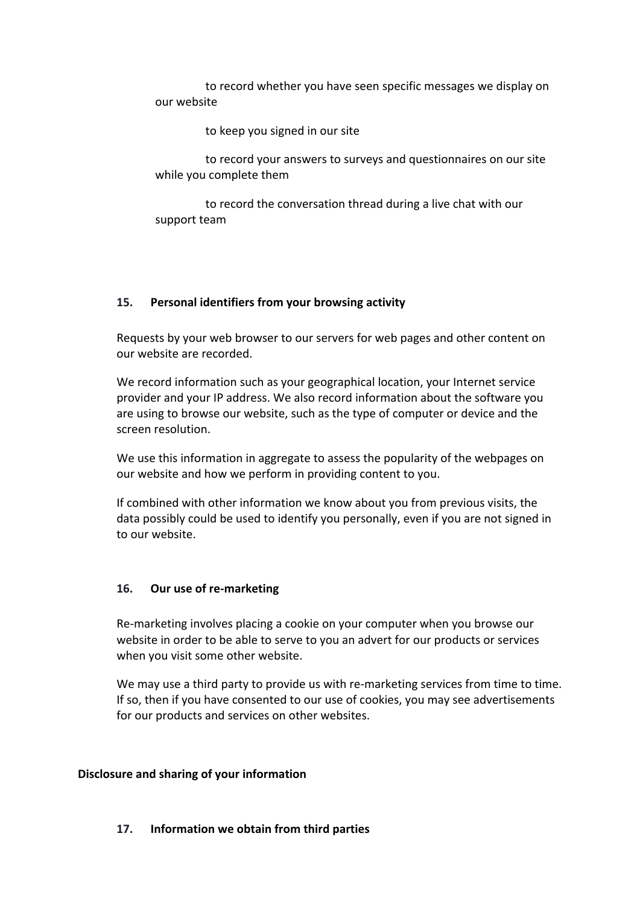to record whether you have seen specific messages we display on our website

to keep you signed in our site

to record your answers to surveys and questionnaires on our site while you complete them

to record the conversation thread during a live chat with our support team

### 15. Personal identifiers from your browsing activity

Requests by your web browser to our servers for web pages and other content on our website are recorded.

We record information such as your geographical location, your Internet service provider and your IP address. We also record information about the software you are using to browse our website, such as the type of computer or device and the screen resolution.

We use this information in aggregate to assess the popularity of the webpages on our website and how we perform in providing content to you.

If combined with other information we know about you from previous visits, the data possibly could be used to identify you personally, even if you are not signed in to our website.

### 16. Our use of re-marketing

Re-marketing involves placing a cookie on your computer when you browse our website in order to be able to serve to you an advert for our products or services when you visit some other website.

We may use a third party to provide us with re-marketing services from time to time. If so, then if you have consented to our use of cookies, you may see advertisements for our products and services on other websites.

## Disclosure and sharing of your information

### 17. Information we obtain from third parties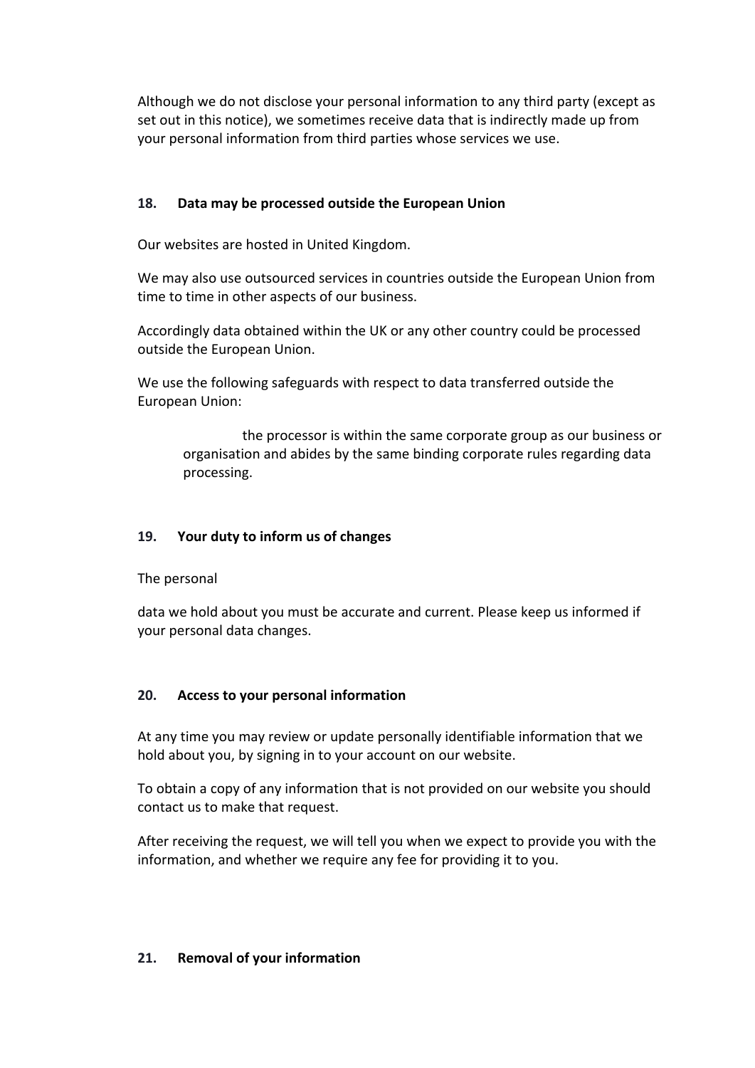Although we do not disclose your personal information to any third party (except as set out in this notice), we sometimes receive data that is indirectly made up from your personal information from third parties whose services we use.

## 18. Data may be processed outside the European Union

Our websites are hosted in United Kingdom.

We may also use outsourced services in countries outside the European Union from time to time in other aspects of our business.

Accordingly data obtained within the UK or any other country could be processed outside the European Union.

We use the following safeguards with respect to data transferred outside the European Union:

> the processor is within the same corporate group as our business or organisation and abides by the same binding corporate rules regarding data processing.

## 19. Your duty to inform us of changes

The personal

data we hold about you must be accurate and current. Please keep us informed if your personal data changes.

## 20. Access to your personal information

At any time you may review or update personally identifiable information that we hold about you, by signing in to your account on our website.

To obtain a copy of any information that is not provided on our website you should contact us to make that request.

After receiving the request, we will tell you when we expect to provide you with the information, and whether we require any fee for providing it to you.

## 21. Removal of your information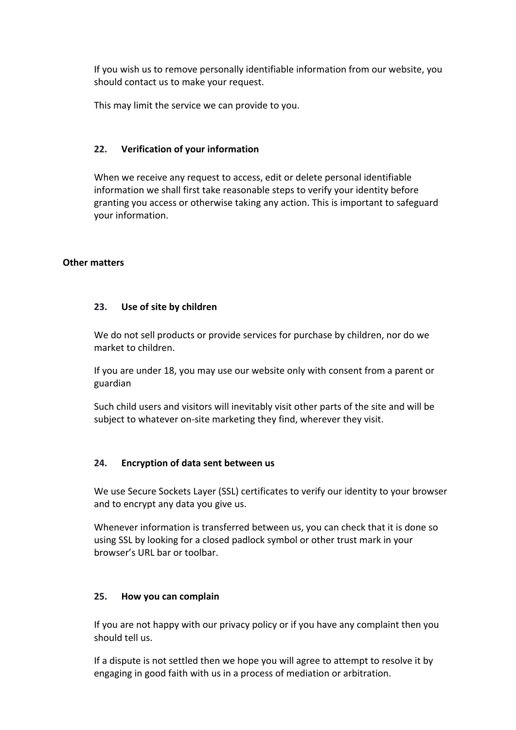If you wish us to remove personally identifiable information from our website, you should contact us to make your request.

This may limit the service we can provide to you.

### 22. Verification of your information

When we receive any request to access, edit or delete personal identifiable information we shall first take reasonable steps to verify your identity before granting you access or otherwise taking any action. This is important to safeguard your information.

## Other matters

### 23. Use of site by children

We do not sell products or provide services for purchase by children, nor do we market to children.

If you are under 18, you may use our website only with consent from a parent or guardian

Such child users and visitors will inevitably visit other parts of the site and will be subject to whatever on-site marketing they find, wherever they visit.

### 24. Encryption of data sent between us

We use Secure Sockets Layer (SSL) certificates to verify our identity to your browser and to encrypt any data you give us.

Whenever information is transferred between us, you can check that it is done so using SSL by looking for a closed padlock symbol or other trust mark in your browser's URL bar or toolbar.

### 25. How you can complain

If you are not happy with our privacy policy or if you have any complaint then you should tell us.

If a dispute is not settled then we hope you will agree to attempt to resolve it by engaging in good faith with us in a process of mediation or arbitration.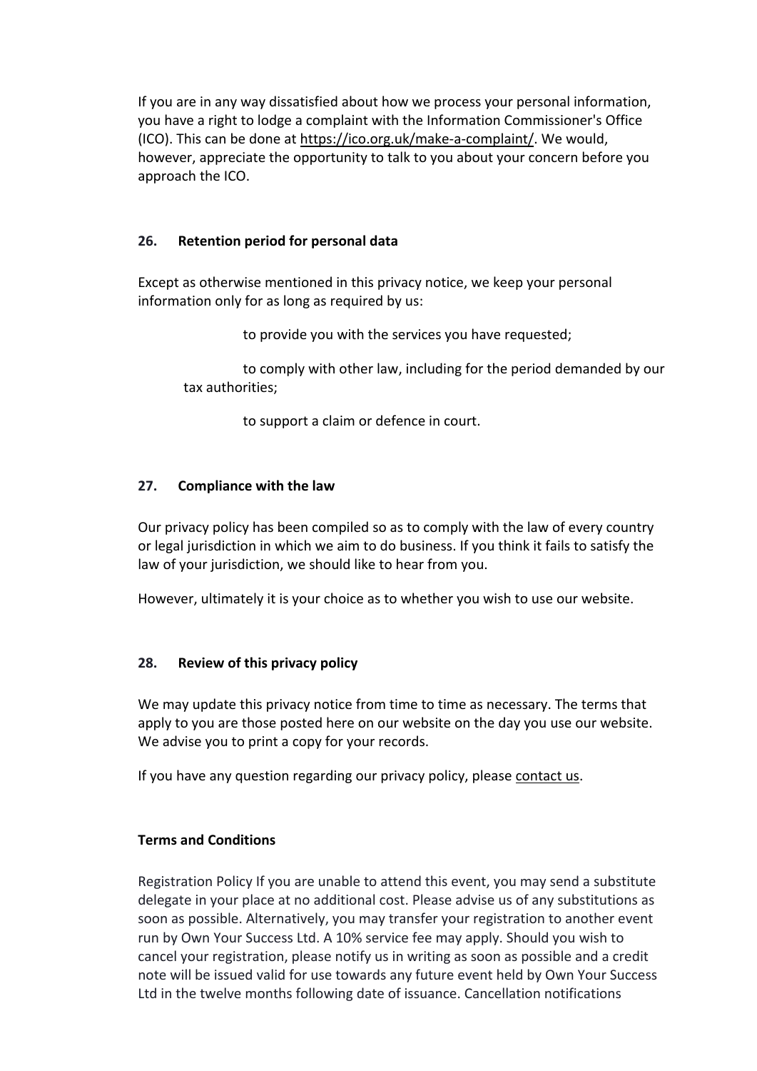If you are in any way dissatisfied about how we process your personal information, you have a right to lodge a complaint with the Information Commissioner's Office (ICO). This can be done at https://ico.org.uk/make-a-complaint/. We would, however, appreciate the opportunity to talk to you about your concern before you approach the ICO.

## 26. Retention period for personal data

Except as otherwise mentioned in this privacy notice, we keep your personal information only for as long as required by us:

- to provide you with the services you have requested;
- to comply with other law, including for the period demanded by our tax authorities;
- to support a claim or defence in court.

## 27. Compliance with the law

Our privacy policy has been compiled so as to comply with the law of every country or legal jurisdiction in which we aim to do business. If you think it fails to satisfy the law of your jurisdiction, we should like to hear from you.

However, ultimately it is your choice as to whether you wish to use our website.

## 28. Review of this privacy policy

We may update this privacy notice from time to time as necessary. The terms that apply to you are those posted here on our website on the day you use our website. We advise you to print a copy for your records.

If you have any question regarding our privacy policy, please contact us.

## Terms and Conditions

Registration Policy If you are unable to attend this event, you may send a substitute delegate in your place at no additional cost. Please advise us of any substitutions as soon as possible. Alternatively, you may transfer your registration to another event run by Own Your Success Ltd. A 10% service fee may apply. Should you wish to cancel your registration, please notify us in writing as soon as possible and a credit note will be issued valid for use towards any future event held by Own Your Success Ltd in the twelve months following date of issuance. Cancellation notifications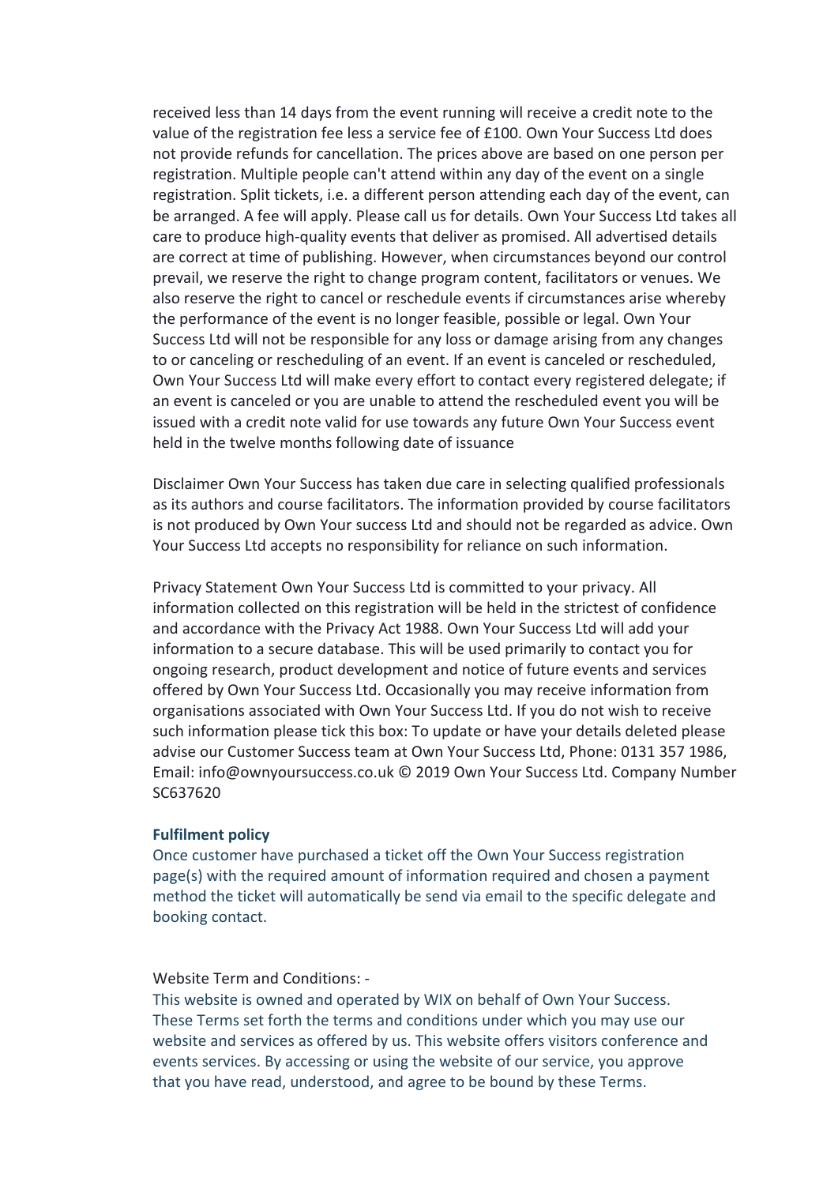received less than 14 days from the event running will receive a credit note to the value of the registration fee less a service fee of £100. Own Your Success Ltd does not provide refunds for cancellation. The prices above are based on one person per registration. Multiple people can't attend within any day of the event on a single registration. Split tickets, i.e. a different person attending each day of the event, can be arranged. A fee will apply. Please call us for details. Own Your Success Ltd takes all care to produce high-quality events that deliver as promised. All advertised details are correct at time of publishing. However, when circumstances beyond our control prevail, we reserve the right to change program content, facilitators or venues. We also reserve the right to cancel or reschedule events if circumstances arise whereby the performance of the event is no longer feasible, possible or legal. Own Your Success Ltd will not be responsible for any loss or damage arising from any changes to or canceling or rescheduling of an event. If an event is canceled or rescheduled, Own Your Success Ltd will make every effort to contact every registered delegate; if an event is canceled or you are unable to attend the rescheduled event you will be issued with a credit note valid for use towards any future Own Your Success event held in the twelve months following date of issuance

Disclaimer Own Your Success has taken due care in selecting qualified professionals as its authors and course facilitators. The information provided by course facilitators is not produced by Own Your success Ltd and should not be regarded as advice. Own Your Success Ltd accepts no responsibility for reliance on such information.

Privacy Statement Own Your Success Ltd is committed to your privacy. All information collected on this registration will be held in the strictest of confidence and accordance with the Privacy Act 1988. Own Your Success Ltd will add your information to a secure database. This will be used primarily to contact you for ongoing research, product development and notice of future events and services offered by Own Your Success Ltd. Occasionally you may receive information from organisations associated with Own Your Success Ltd. If you do not wish to receive such information please tick this box: To update or have your details deleted please advise our Customer Success team at Own Your Success Ltd, Phone: 0131 357 1986, Email: info@ownyoursuccess.co.uk © 2019 Own Your Success Ltd. Company Number SC637620

**Fulfilment policy**

Once customer have purchased a ticket off the Own Your Success registration page(s) with the required amount of information required and chosen a payment method the ticket will automatically be send via email to the specific delegate and booking contact.

Website Term and Conditions: -

This website is owned and operated by WIX on behalf of Own Your Success. These Terms set forth the terms and conditions under which you may use our website and services as offered by us. This website offers visitors conference and events services. By accessing or using the website of our service, you approve that you have read, understood, and agree to be bound by these Terms.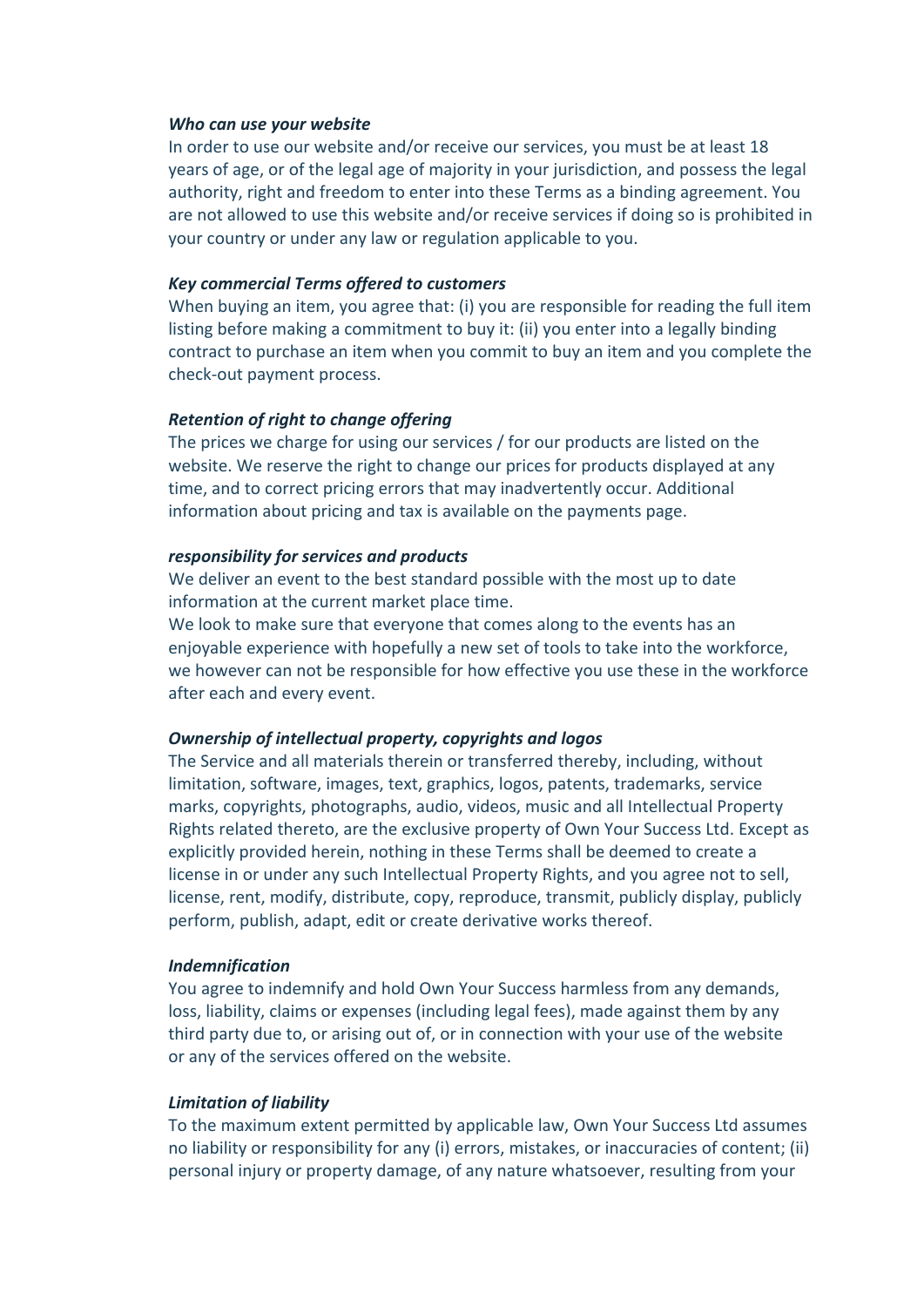***Who can use your website***
In order to use our website and/or receive our services, you must be at least 18 years of age, or of the legal age of majority in your jurisdiction, and possess the legal authority, right and freedom to enter into these Terms as a binding agreement. You are not allowed to use this website and/or receive services if doing so is prohibited in your country or under any law or regulation applicable to you.

***Key commercial Terms offered to customers***
When buying an item, you agree that: (i) you are responsible for reading the full item listing before making a commitment to buy it: (ii) you enter into a legally binding contract to purchase an item when you commit to buy an item and you complete the check-out payment process.

***Retention of right to change offering***
The prices we charge for using our services / for our products are listed on the website. We reserve the right to change our prices for products displayed at any time, and to correct pricing errors that may inadvertently occur. Additional information about pricing and tax is available on the payments page.

***responsibility for services and products***
We deliver an event to the best standard possible with the most up to date information at the current market place time.
We look to make sure that everyone that comes along to the events has an enjoyable experience with hopefully a new set of tools to take into the workforce, we however can not be responsible for how effective you use these in the workforce after each and every event.

***Ownership of intellectual property, copyrights and logos***
The Service and all materials therein or transferred thereby, including, without limitation, software, images, text, graphics, logos, patents, trademarks, service marks, copyrights, photographs, audio, videos, music and all Intellectual Property Rights related thereto, are the exclusive property of Own Your Success Ltd. Except as explicitly provided herein, nothing in these Terms shall be deemed to create a license in or under any such Intellectual Property Rights, and you agree not to sell, license, rent, modify, distribute, copy, reproduce, transmit, publicly display, publicly perform, publish, adapt, edit or create derivative works thereof.

***Indemnification***
You agree to indemnify and hold Own Your Success harmless from any demands, loss, liability, claims or expenses (including legal fees), made against them by any third party due to, or arising out of, or in connection with your use of the website or any of the services offered on the website.

***Limitation of liability***
To the maximum extent permitted by applicable law, Own Your Success Ltd assumes no liability or responsibility for any (i) errors, mistakes, or inaccuracies of content; (ii) personal injury or property damage, of any nature whatsoever, resulting from your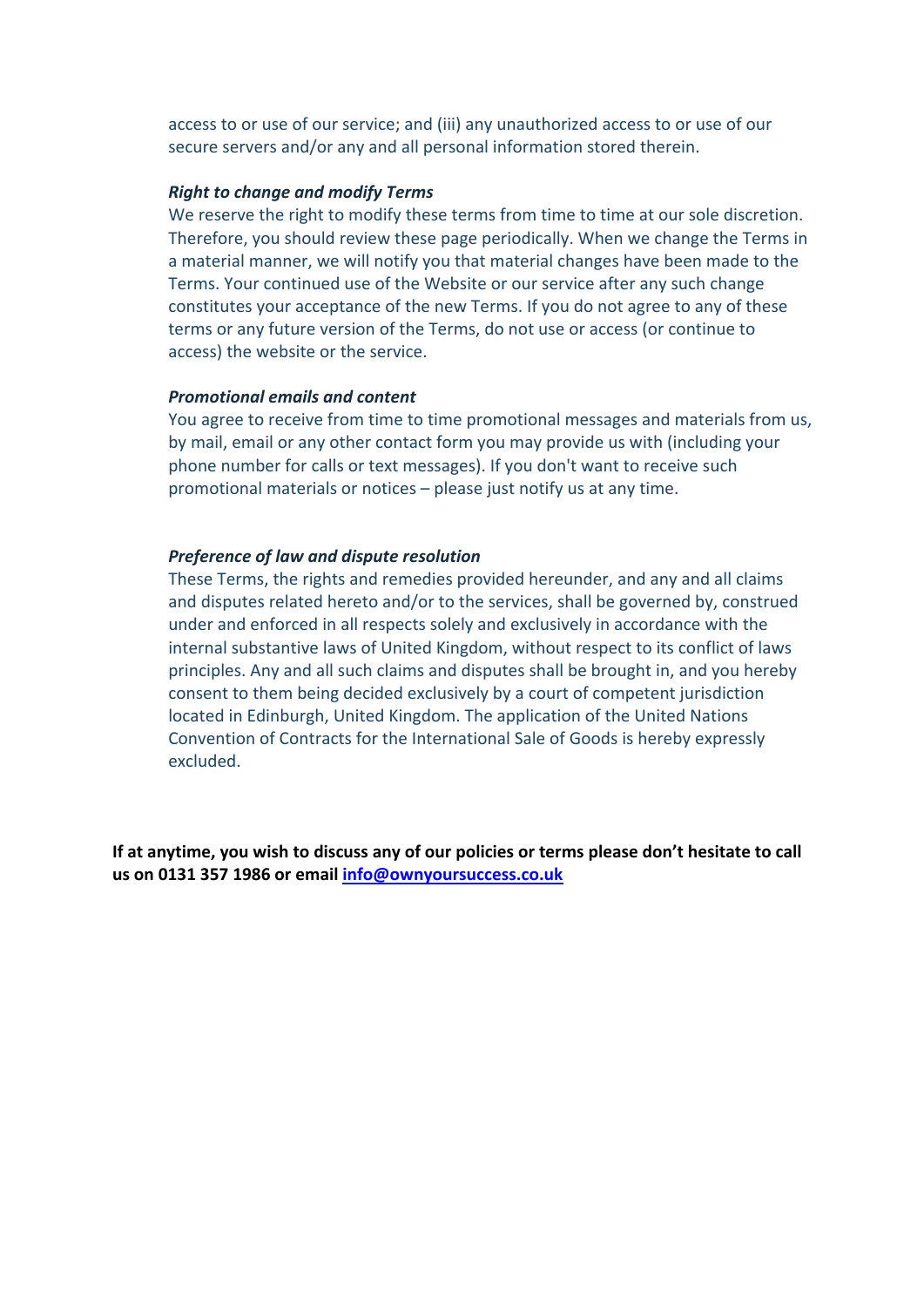access to or use of our service; and (iii) any unauthorized access to or use of our secure servers and/or any and all personal information stored therein.

***Right to change and modify Terms***

We reserve the right to modify these terms from time to time at our sole discretion. Therefore, you should review these page periodically. When we change the Terms in a material manner, we will notify you that material changes have been made to the Terms. Your continued use of the Website or our service after any such change constitutes your acceptance of the new Terms. If you do not agree to any of these terms or any future version of the Terms, do not use or access (or continue to access) the website or the service.

***Promotional emails and content***

You agree to receive from time to time promotional messages and materials from us, by mail, email or any other contact form you may provide us with (including your phone number for calls or text messages). If you don't want to receive such promotional materials or notices – please just notify us at any time.

***Preference of law and dispute resolution***

These Terms, the rights and remedies provided hereunder, and any and all claims and disputes related hereto and/or to the services, shall be governed by, construed under and enforced in all respects solely and exclusively in accordance with the internal substantive laws of United Kingdom, without respect to its conflict of laws principles. Any and all such claims and disputes shall be brought in, and you hereby consent to them being decided exclusively by a court of competent jurisdiction located in Edinburgh, United Kingdom. The application of the United Nations Convention of Contracts for the International Sale of Goods is hereby expressly excluded.

**If at anytime, you wish to discuss any of our policies or terms please don't hesitate to call us on 0131 357 1986 or email [info@ownyoursuccess.co.uk](mailto:info@ownyoursuccess.co.uk)**